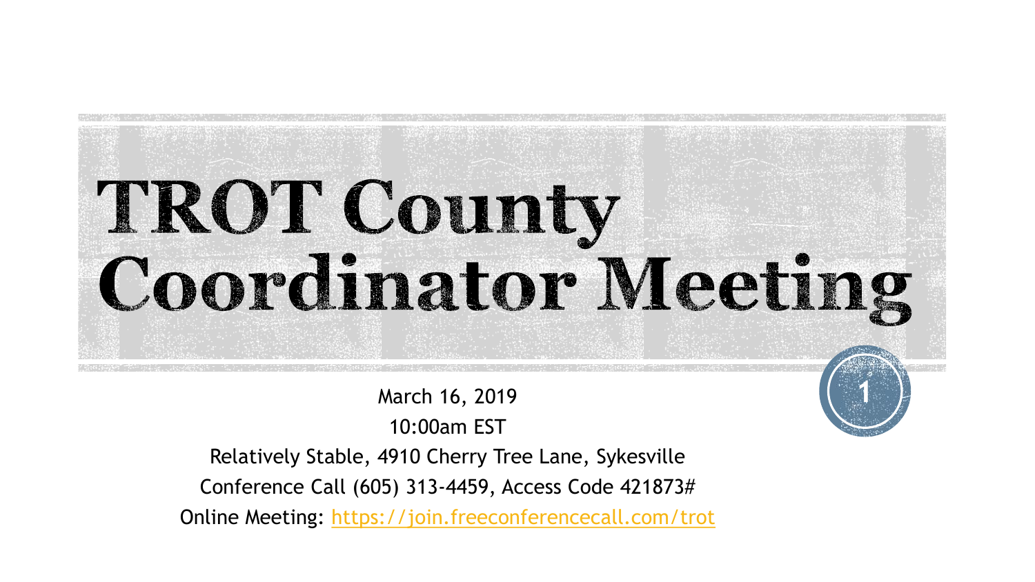# TROT County Coordinator Meeting

March 16, 2019

10:00am EST

Relatively Stable, 4910 Cherry Tree Lane, Sykesville

Conference Call (605) 313-4459, Access Code 421873#

Online Meeting: https://join.freeconferencecall.com/trot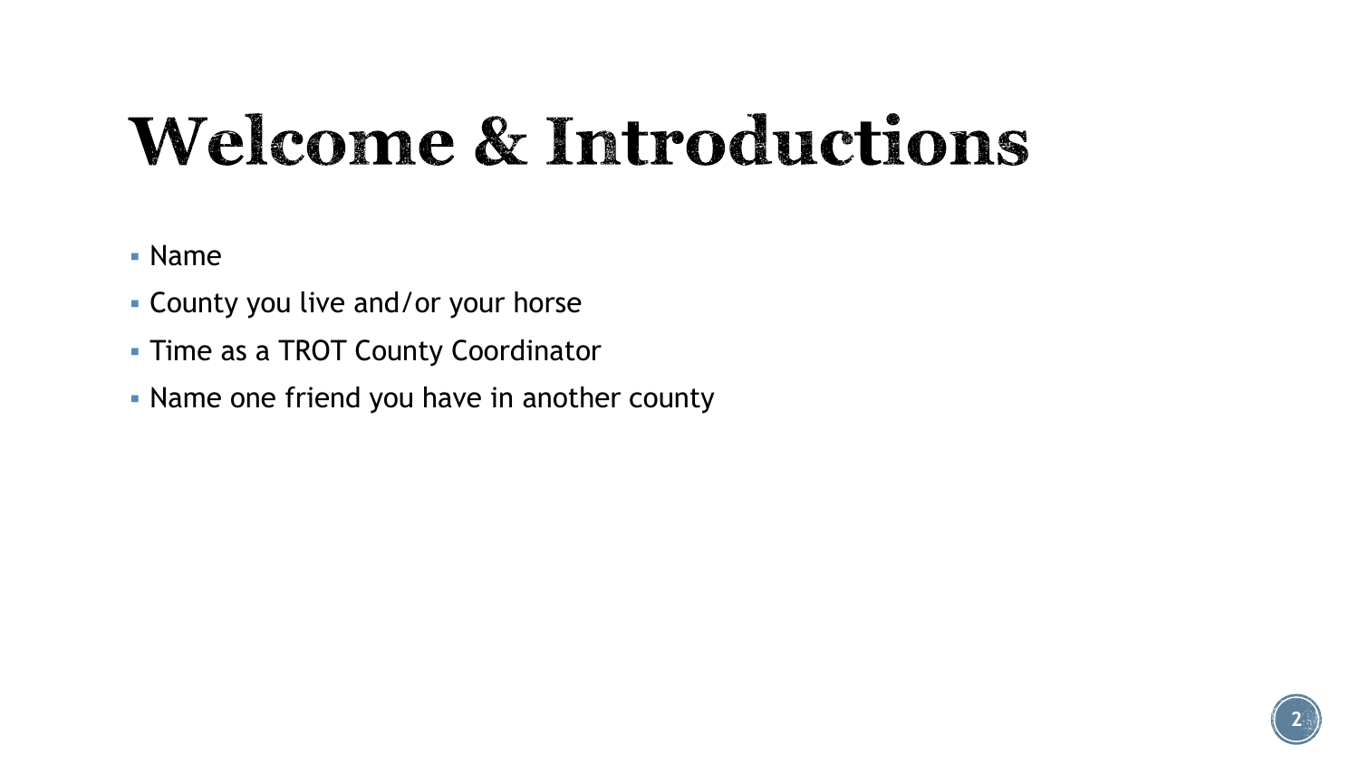# Welcome & Introductions

- Name
- County you live and/or your horse
- Time as a TROT County Coordinator
- Name one friend you have in another county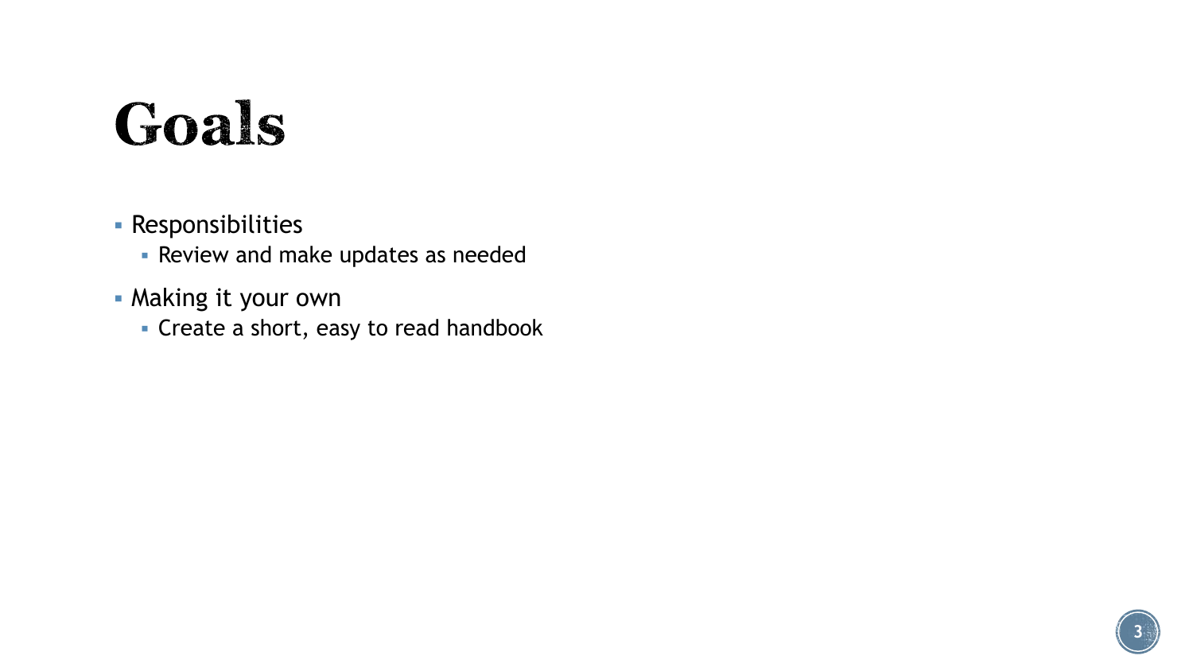# Goals

- Responsibilities
  - Review and make updates as needed
- Making it your own
  - Create a short, easy to read handbook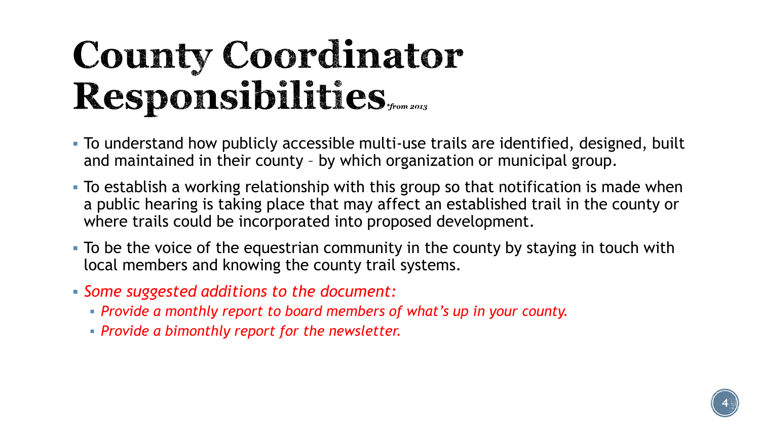# County Coordinator Responsibilities *\*from 2013*

- To understand how publicly accessible multi-use trails are identified, designed, built and maintained in their county – by which organization or municipal group.
- To establish a working relationship with this group so that notification is made when a public hearing is taking place that may affect an established trail in the county or where trails could be incorporated into proposed development.
- To be the voice of the equestrian community in the county by staying in touch with local members and knowing the county trail systems.
- *Some suggested additions to the document:*
  - *Provide a monthly report to board members of what's up in your county.*
  - *Provide a bimonthly report for the newsletter.*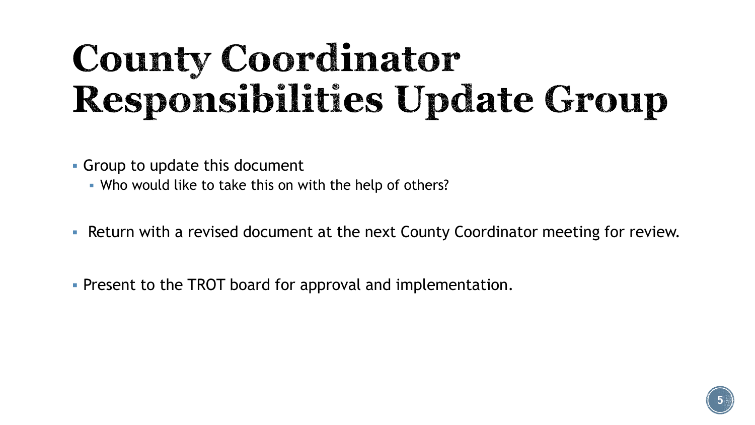# County Coordinator Responsibilities Update Group

- Group to update this document
  - Who would like to take this on with the help of others?
- Return with a revised document at the next County Coordinator meeting for review.
- Present to the TROT board for approval and implementation.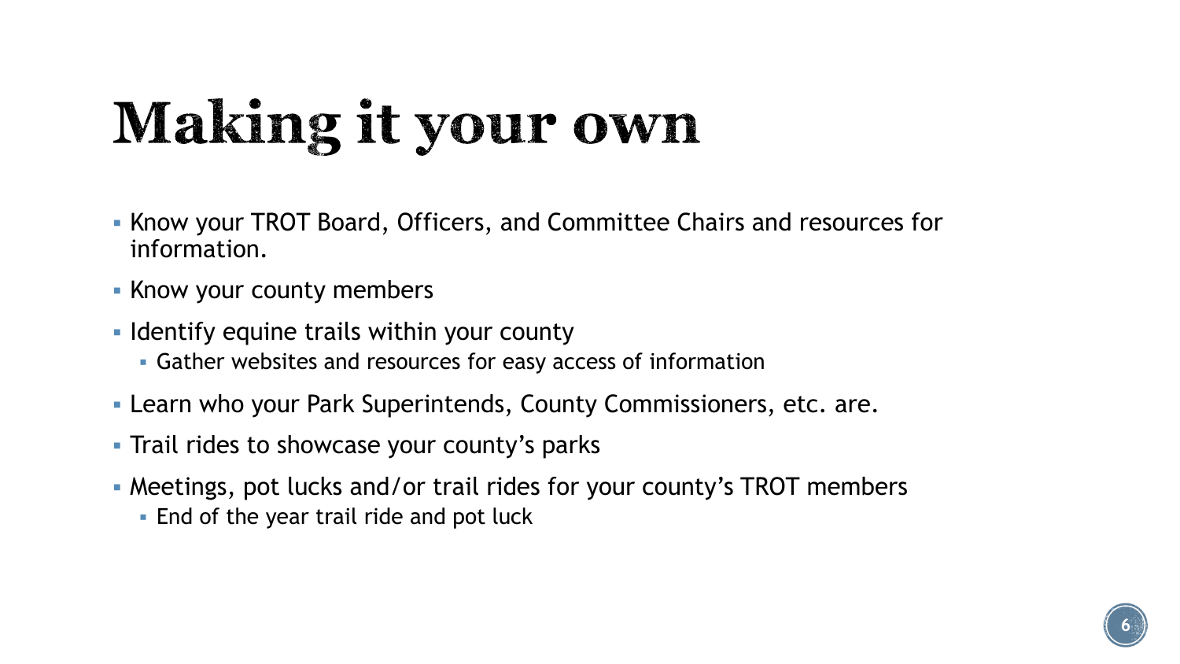# Making it your own

- Know your TROT Board, Officers, and Committee Chairs and resources for information.
- Know your county members
- Identify equine trails within your county
  - Gather websites and resources for easy access of information
- Learn who your Park Superintends, County Commissioners, etc. are.
- Trail rides to showcase your county's parks
- Meetings, pot lucks and/or trail rides for your county's TROT members
  - End of the year trail ride and pot luck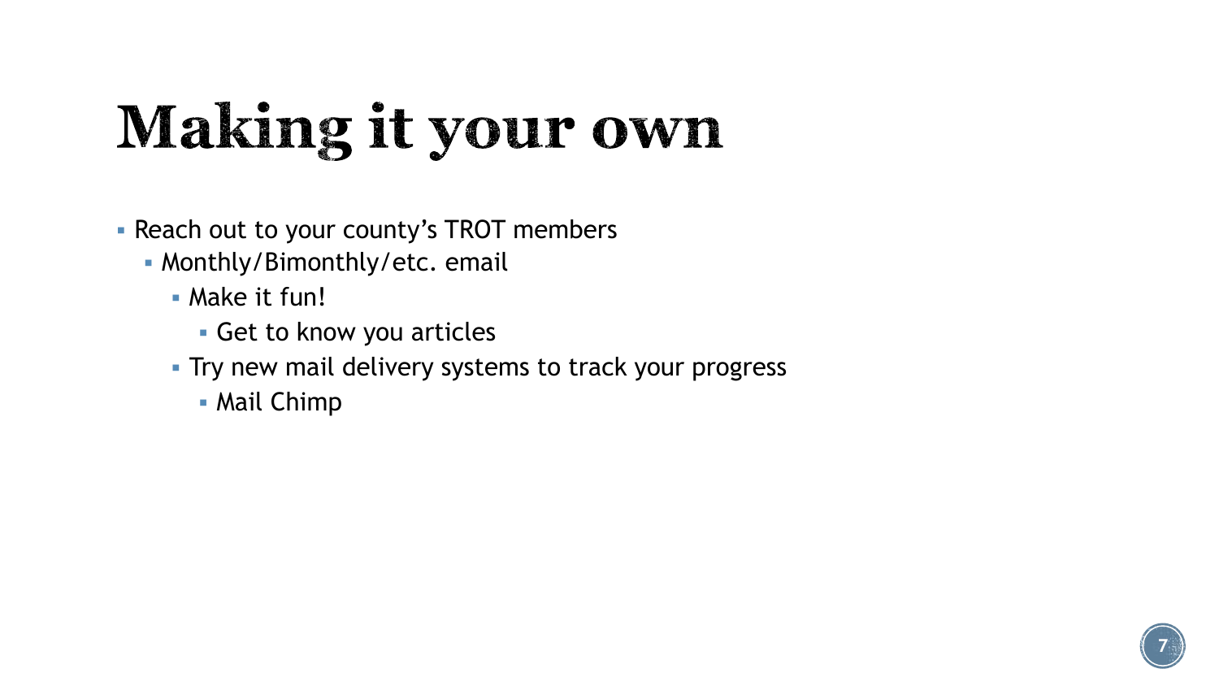# Making it your own

- Reach out to your county's TROT members
  - Monthly/Bimonthly/etc. email
    - Make it fun!
      - Get to know you articles
    - Try new mail delivery systems to track your progress
      - Mail Chimp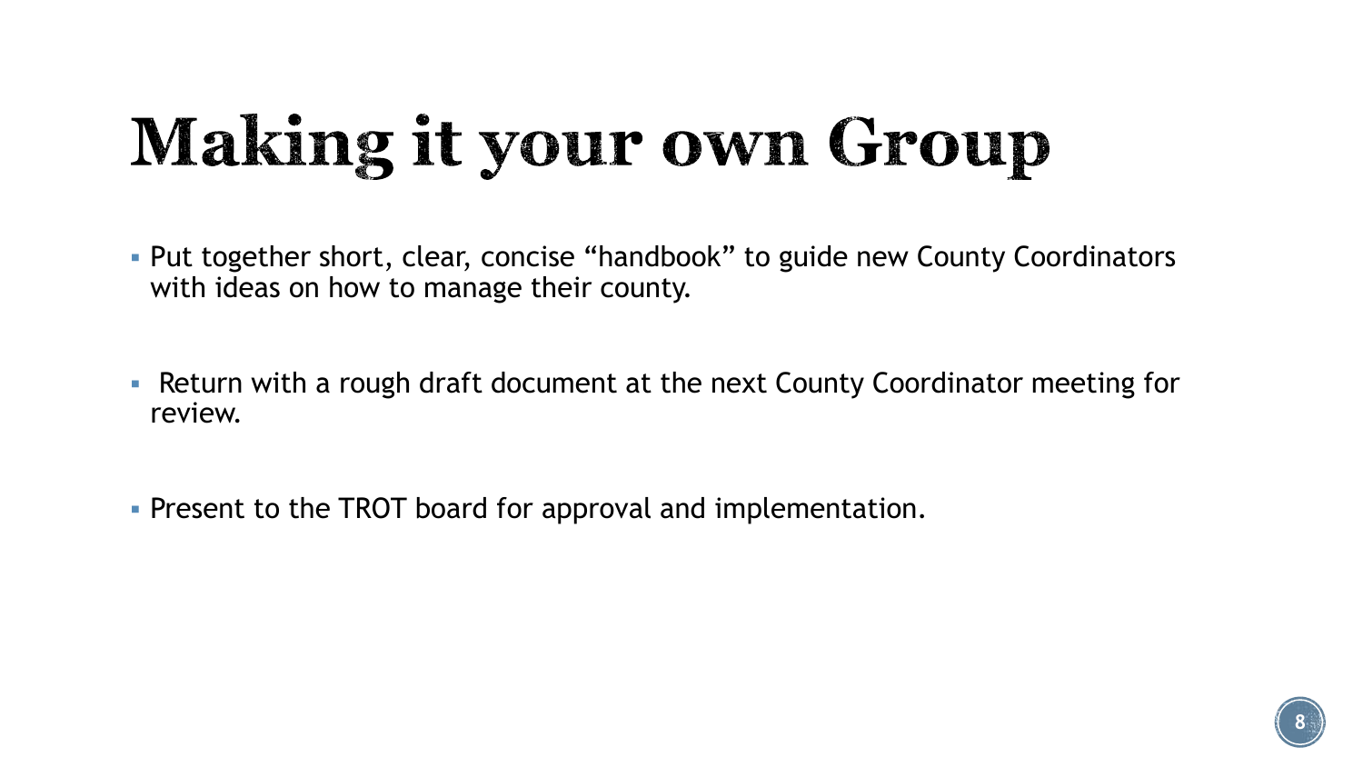# Making it your own Group

- Put together short, clear, concise “handbook” to guide new County Coordinators with ideas on how to manage their county.
- Return with a rough draft document at the next County Coordinator meeting for review.
- Present to the TROT board for approval and implementation.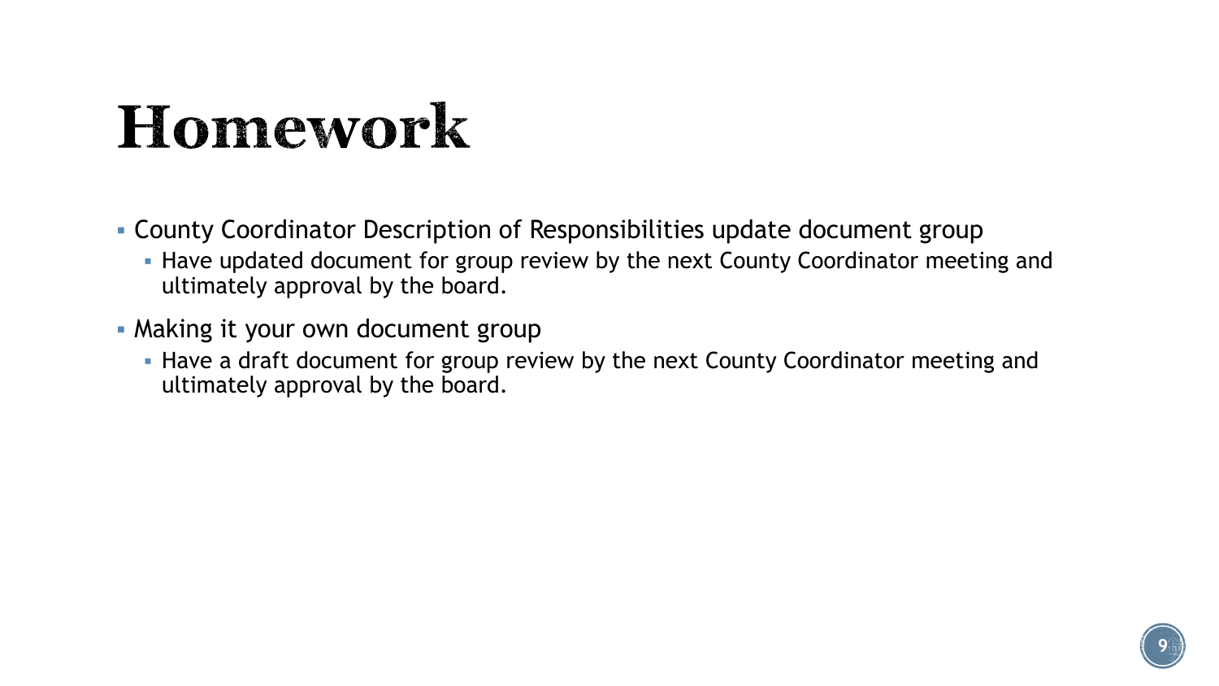# Homework

- County Coordinator Description of Responsibilities update document group
  - Have updated document for group review by the next County Coordinator meeting and ultimately approval by the board.
- Making it your own document group
  - Have a draft document for group review by the next County Coordinator meeting and ultimately approval by the board.